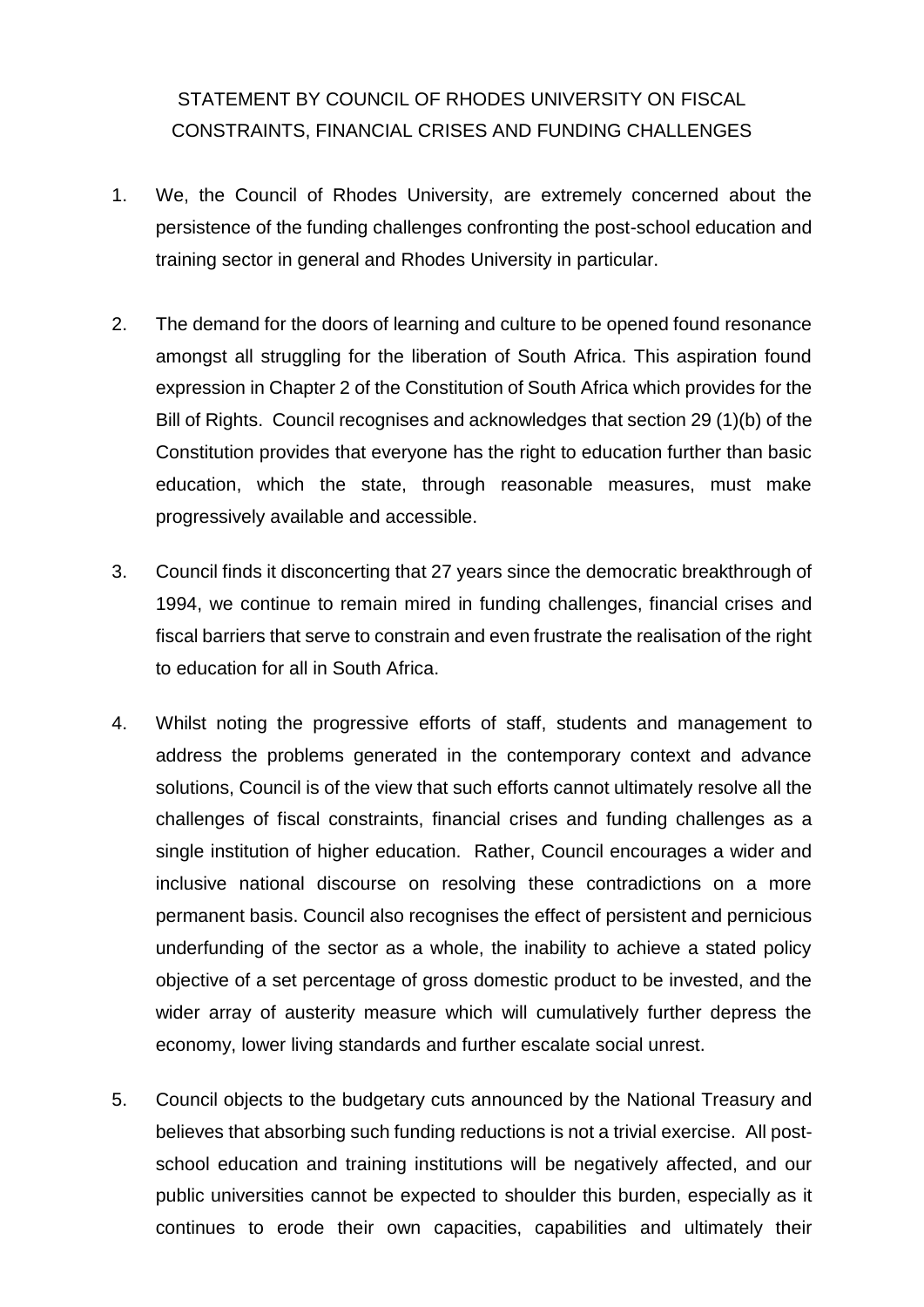# STATEMENT BY COUNCIL OF RHODES UNIVERSITY ON FISCAL CONSTRAINTS, FINANCIAL CRISES AND FUNDING CHALLENGES

1. We, the Council of Rhodes University, are extremely concerned about the persistence of the funding challenges confronting the post-school education and training sector in general and Rhodes University in particular.

2. The demand for the doors of learning and culture to be opened found resonance amongst all struggling for the liberation of South Africa. This aspiration found expression in Chapter 2 of the Constitution of South Africa which provides for the Bill of Rights. Council recognises and acknowledges that section 29 (1)(b) of the Constitution provides that everyone has the right to education further than basic education, which the state, through reasonable measures, must make progressively available and accessible.

3. Council finds it disconcerting that 27 years since the democratic breakthrough of 1994, we continue to remain mired in funding challenges, financial crises and fiscal barriers that serve to constrain and even frustrate the realisation of the right to education for all in South Africa.

4. Whilst noting the progressive efforts of staff, students and management to address the problems generated in the contemporary context and advance solutions, Council is of the view that such efforts cannot ultimately resolve all the challenges of fiscal constraints, financial crises and funding challenges as a single institution of higher education. Rather, Council encourages a wider and inclusive national discourse on resolving these contradictions on a more permanent basis. Council also recognises the effect of persistent and pernicious underfunding of the sector as a whole, the inability to achieve a stated policy objective of a set percentage of gross domestic product to be invested, and the wider array of austerity measure which will cumulatively further depress the economy, lower living standards and further escalate social unrest.

5. Council objects to the budgetary cuts announced by the National Treasury and believes that absorbing such funding reductions is not a trivial exercise. All post-school education and training institutions will be negatively affected, and our public universities cannot be expected to shoulder this burden, especially as it continues to erode their own capacities, capabilities and ultimately their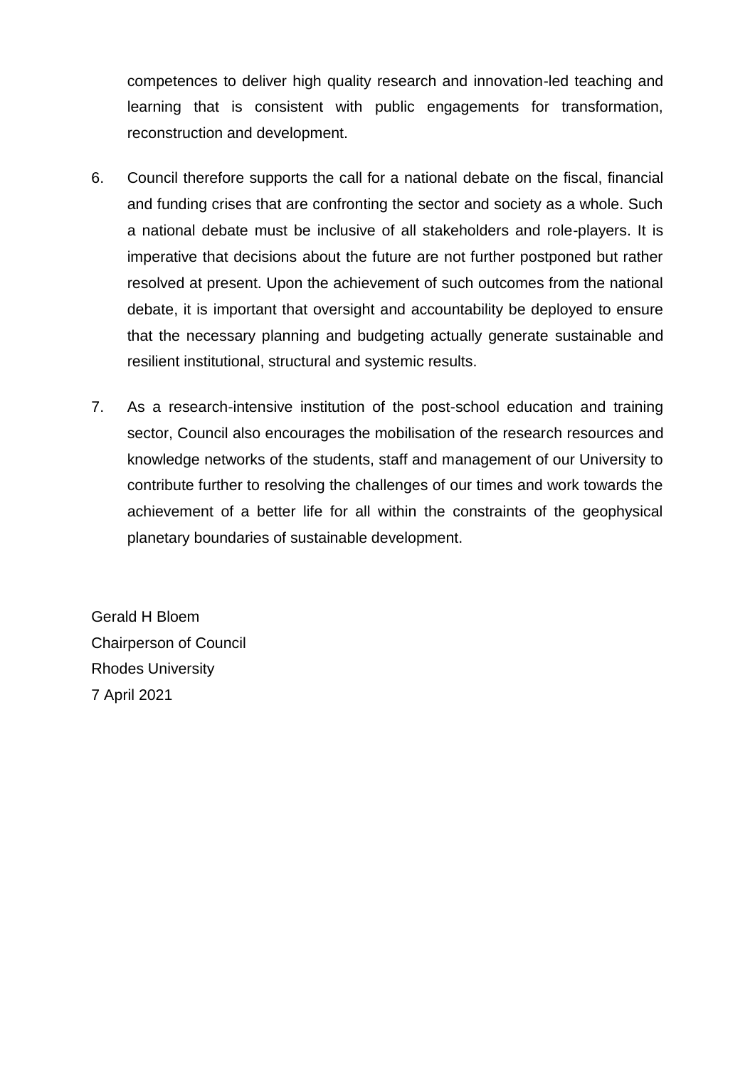competences to deliver high quality research and innovation-led teaching and learning that is consistent with public engagements for transformation, reconstruction and development.

6. Council therefore supports the call for a national debate on the fiscal, financial and funding crises that are confronting the sector and society as a whole. Such a national debate must be inclusive of all stakeholders and role-players. It is imperative that decisions about the future are not further postponed but rather resolved at present. Upon the achievement of such outcomes from the national debate, it is important that oversight and accountability be deployed to ensure that the necessary planning and budgeting actually generate sustainable and resilient institutional, structural and systemic results.

7. As a research-intensive institution of the post-school education and training sector, Council also encourages the mobilisation of the research resources and knowledge networks of the students, staff and management of our University to contribute further to resolving the challenges of our times and work towards the achievement of a better life for all within the constraints of the geophysical planetary boundaries of sustainable development.

Gerald H Bloem
Chairperson of Council
Rhodes University
7 April 2021